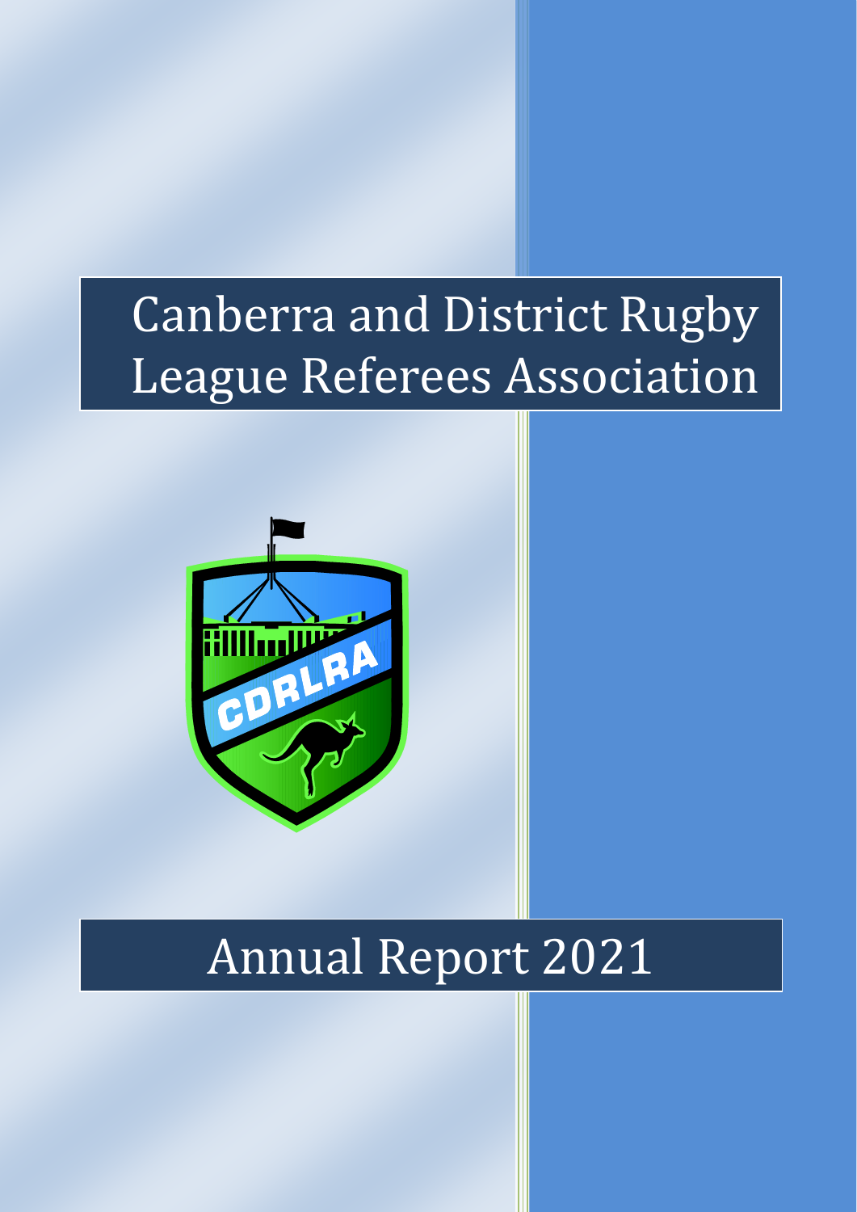# Canberra and District Rugby League Referees Association

# Annual Report 2021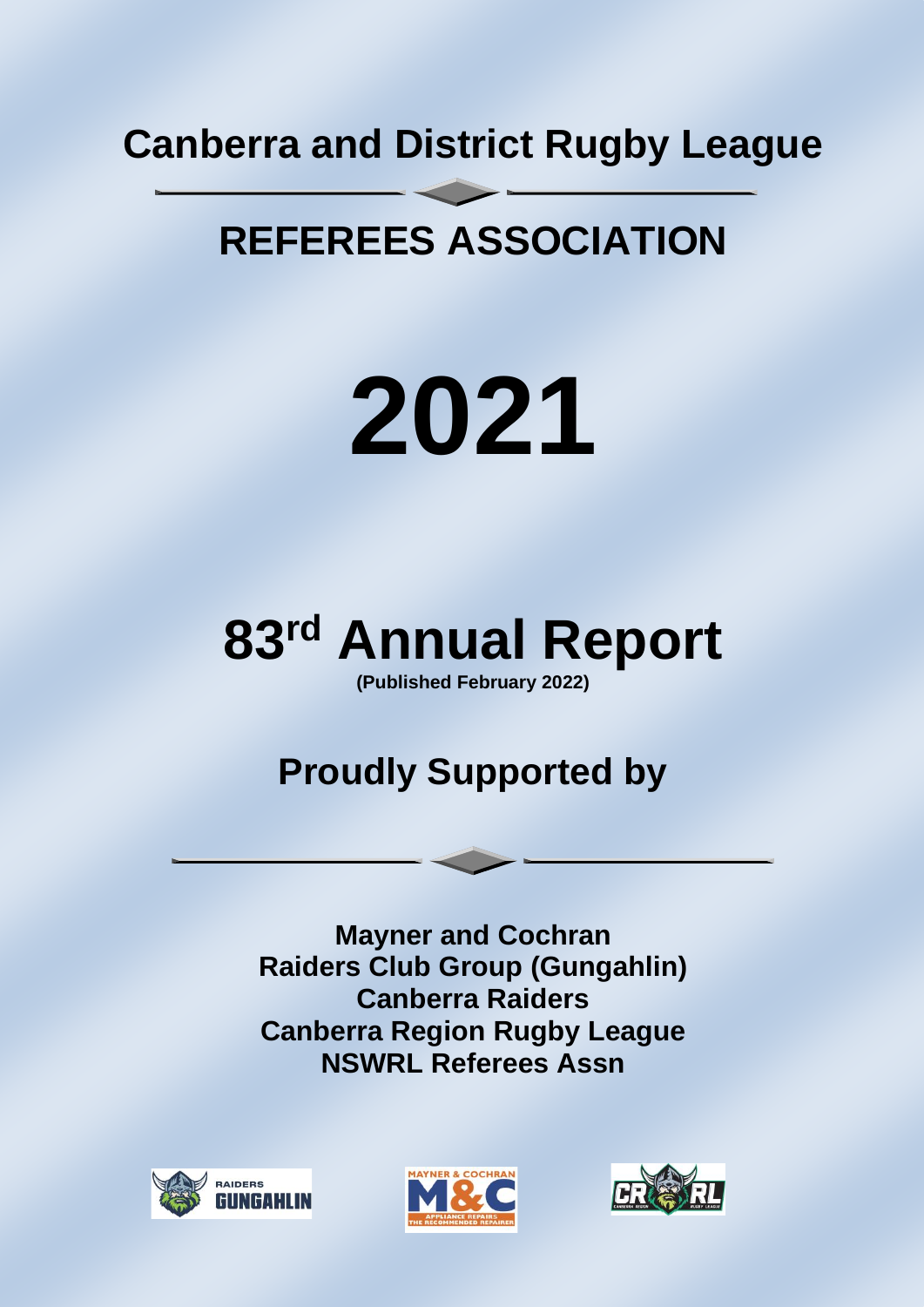# Canberra and District Rugby League

# REFEREES ASSOCIATION

# 2021

# 83rd Annual Report

**(Published February 2022)**

## Proudly Supported by

**Mayner and Cochran**
**Raiders Club Group (Gungahlin)**
**Canberra Raiders**
**Canberra Region Rugby League**
**NSWRL Referees Assn**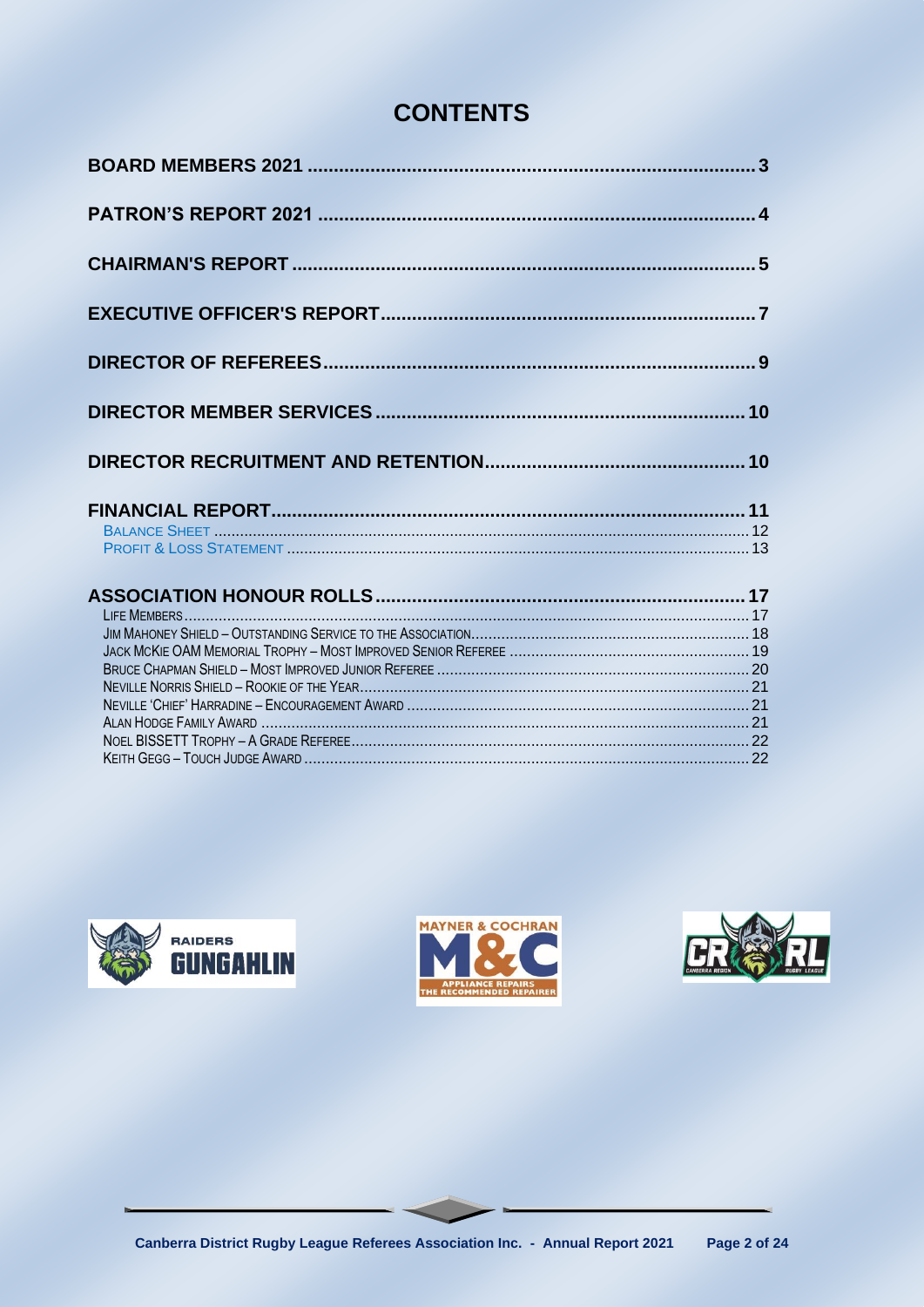# CONTENTS

- **BOARD MEMBERS 2021** ..... 3
- **PATRON'S REPORT 2021** ..... 4
- **CHAIRMAN'S REPORT** ..... 5
- **EXECUTIVE OFFICER'S REPORT** ..... 7
- **DIRECTOR OF REFEREES** ..... 9
- **DIRECTOR MEMBER SERVICES** ..... 10
- **DIRECTOR RECRUITMENT AND RETENTION** ..... 10
- **FINANCIAL REPORT** ..... 11
  - Balance Sheet ..... 12
  - Profit & Loss Statement ..... 13
- **ASSOCIATION HONOUR ROLLS** ..... 17
  - Life Members ..... 17
  - Jim Mahoney Shield – Outstanding Service to the Association ..... 18
  - Jack McKie OAM Memorial Trophy – Most Improved Senior Referee ..... 19
  - Bruce Chapman Shield – Most Improved Junior Referee ..... 20
  - Neville Norris Shield – Rookie of the Year ..... 21
  - Neville 'Chief' Harradine – Encouragement Award ..... 21
  - Alan Hodge Family Award ..... 21
  - Noel BISSETT Trophy – A Grade Referee ..... 22
  - Keith Gegg – Touch Judge Award ..... 22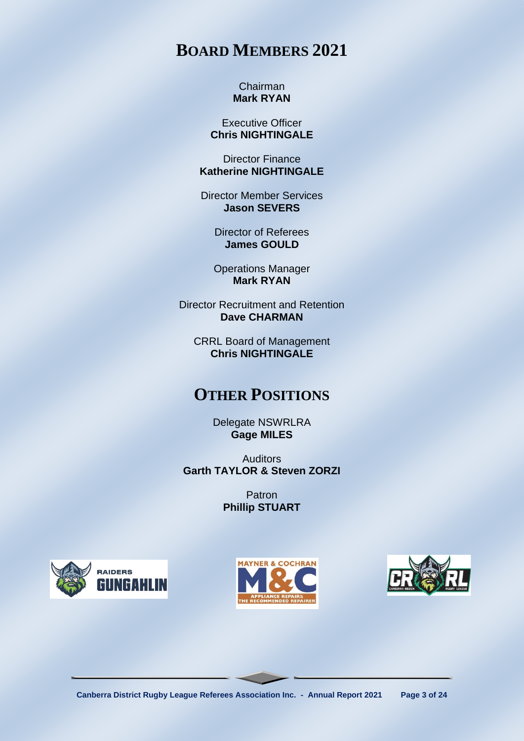# BOARD MEMBERS 2021

Chairman
**Mark RYAN**

Executive Officer
**Chris NIGHTINGALE**

Director Finance
**Katherine NIGHTINGALE**

Director Member Services
**Jason SEVERS**

Director of Referees
**James GOULD**

Operations Manager
**Mark RYAN**

Director Recruitment and Retention
**Dave CHARMAN**

CRRL Board of Management
**Chris NIGHTINGALE**

# OTHER POSITIONS

Delegate NSWRLRA
**Gage MILES**

Auditors
**Garth TAYLOR & Steven ZORZI**

Patron
**Phillip STUART**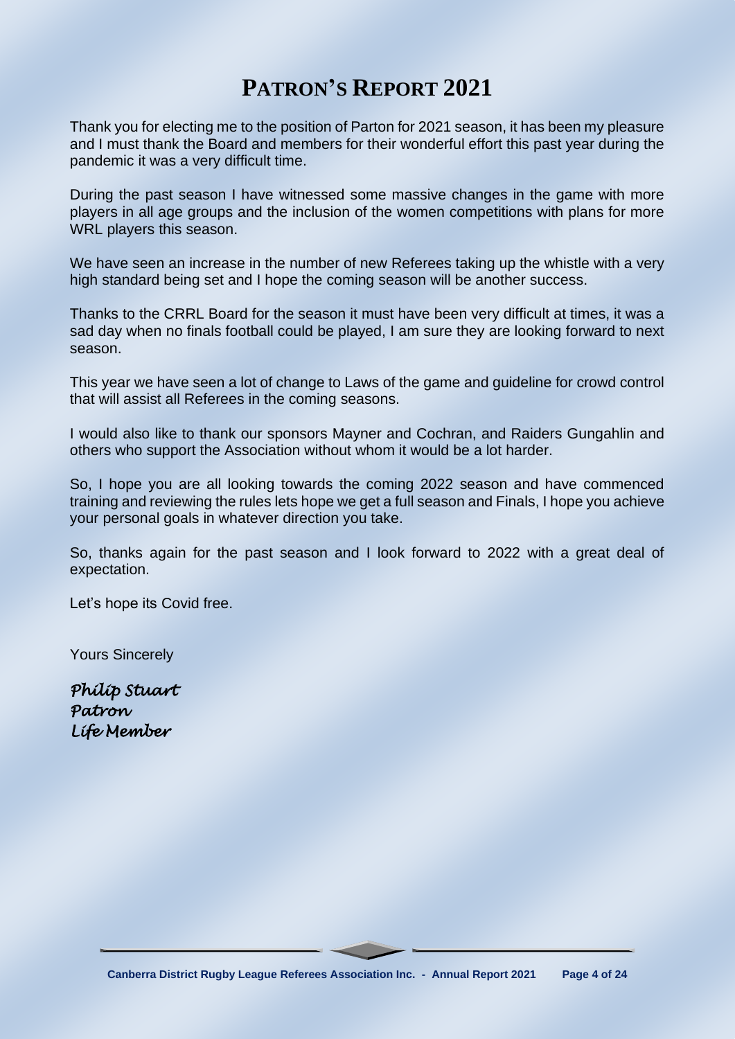# PATRON'S REPORT 2021

Thank you for electing me to the position of Parton for 2021 season, it has been my pleasure and I must thank the Board and members for their wonderful effort this past year during the pandemic it was a very difficult time.

During the past season I have witnessed some massive changes in the game with more players in all age groups and the inclusion of the women competitions with plans for more WRL players this season.

We have seen an increase in the number of new Referees taking up the whistle with a very high standard being set and I hope the coming season will be another success.

Thanks to the CRRL Board for the season it must have been very difficult at times, it was a sad day when no finals football could be played, I am sure they are looking forward to next season.

This year we have seen a lot of change to Laws of the game and guideline for crowd control that will assist all Referees in the coming seasons.

I would also like to thank our sponsors Mayner and Cochran, and Raiders Gungahlin and others who support the Association without whom it would be a lot harder.

So, I hope you are all looking towards the coming 2022 season and have commenced training and reviewing the rules lets hope we get a full season and Finals, I hope you achieve your personal goals in whatever direction you take.

So, thanks again for the past season and I look forward to 2022 with a great deal of expectation.

Let's hope its Covid free.

Yours Sincerely

*Philip Stuart*
*Patron*
*Life Member*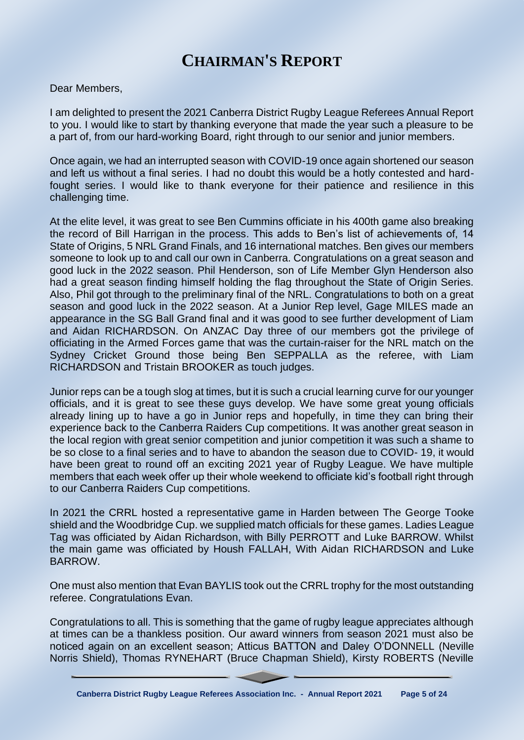# Chairman's Report

Dear Members,

I am delighted to present the 2021 Canberra District Rugby League Referees Annual Report to you. I would like to start by thanking everyone that made the year such a pleasure to be a part of, from our hard-working Board, right through to our senior and junior members.

Once again, we had an interrupted season with COVID-19 once again shortened our season and left us without a final series. I had no doubt this would be a hotly contested and hard-fought series. I would like to thank everyone for their patience and resilience in this challenging time.

At the elite level, it was great to see Ben Cummins officiate in his 400th game also breaking the record of Bill Harrigan in the process. This adds to Ben's list of achievements of, 14 State of Origins, 5 NRL Grand Finals, and 16 international matches. Ben gives our members someone to look up to and call our own in Canberra. Congratulations on a great season and good luck in the 2022 season. Phil Henderson, son of Life Member Glyn Henderson also had a great season finding himself holding the flag throughout the State of Origin Series. Also, Phil got through to the preliminary final of the NRL. Congratulations to both on a great season and good luck in the 2022 season. At a Junior Rep level, Gage MILES made an appearance in the SG Ball Grand final and it was good to see further development of Liam and Aidan RICHARDSON. On ANZAC Day three of our members got the privilege of officiating in the Armed Forces game that was the curtain-raiser for the NRL match on the Sydney Cricket Ground those being Ben SEPPALLA as the referee, with Liam RICHARDSON and Tristain BROOKER as touch judges.

Junior reps can be a tough slog at times, but it is such a crucial learning curve for our younger officials, and it is great to see these guys develop. We have some great young officials already lining up to have a go in Junior reps and hopefully, in time they can bring their experience back to the Canberra Raiders Cup competitions. It was another great season in the local region with great senior competition and junior competition it was such a shame to be so close to a final series and to have to abandon the season due to COVID- 19, it would have been great to round off an exciting 2021 year of Rugby League. We have multiple members that each week offer up their whole weekend to officiate kid's football right through to our Canberra Raiders Cup competitions.

In 2021 the CRRL hosted a representative game in Harden between The George Tooke shield and the Woodbridge Cup. we supplied match officials for these games. Ladies League Tag was officiated by Aidan Richardson, with Billy PERROTT and Luke BARROW. Whilst the main game was officiated by Housh FALLAH, With Aidan RICHARDSON and Luke BARROW.

One must also mention that Evan BAYLIS took out the CRRL trophy for the most outstanding referee. Congratulations Evan.

Congratulations to all. This is something that the game of rugby league appreciates although at times can be a thankless position. Our award winners from season 2021 must also be noticed again on an excellent season; Atticus BATTON and Daley O'DONNELL (Neville Norris Shield), Thomas RYNEHART (Bruce Chapman Shield), Kirsty ROBERTS (Neville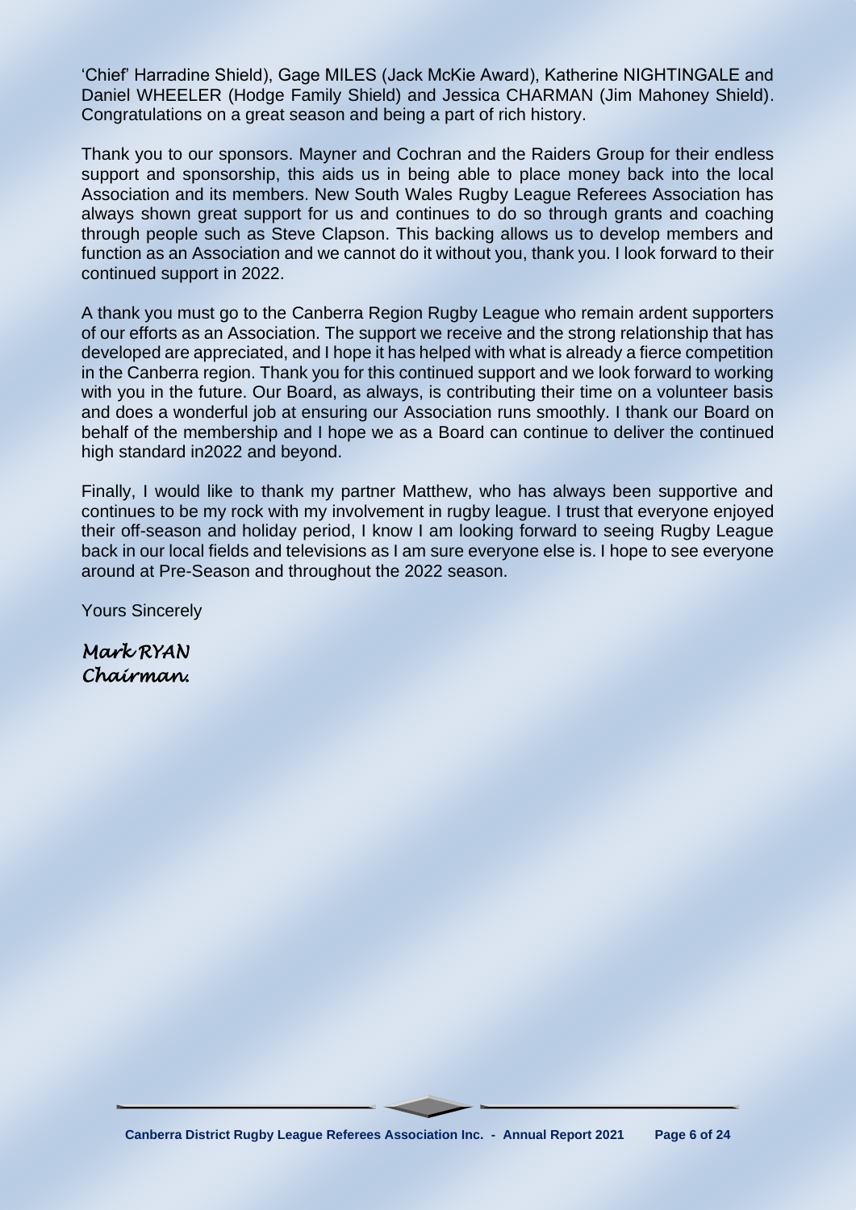'Chief' Harradine Shield), Gage MILES (Jack McKie Award), Katherine NIGHTINGALE and Daniel WHEELER (Hodge Family Shield) and Jessica CHARMAN (Jim Mahoney Shield). Congratulations on a great season and being a part of rich history.

Thank you to our sponsors. Mayner and Cochran and the Raiders Group for their endless support and sponsorship, this aids us in being able to place money back into the local Association and its members. New South Wales Rugby League Referees Association has always shown great support for us and continues to do so through grants and coaching through people such as Steve Clapson. This backing allows us to develop members and function as an Association and we cannot do it without you, thank you. I look forward to their continued support in 2022.

A thank you must go to the Canberra Region Rugby League who remain ardent supporters of our efforts as an Association. The support we receive and the strong relationship that has developed are appreciated, and I hope it has helped with what is already a fierce competition in the Canberra region. Thank you for this continued support and we look forward to working with you in the future. Our Board, as always, is contributing their time on a volunteer basis and does a wonderful job at ensuring our Association runs smoothly. I thank our Board on behalf of the membership and I hope we as a Board can continue to deliver the continued high standard in2022 and beyond.

Finally, I would like to thank my partner Matthew, who has always been supportive and continues to be my rock with my involvement in rugby league. I trust that everyone enjoyed their off-season and holiday period, I know I am looking forward to seeing Rugby League back in our local fields and televisions as I am sure everyone else is. I hope to see everyone around at Pre-Season and throughout the 2022 season.

Yours Sincerely

*Mark RYAN*
*Chairman.*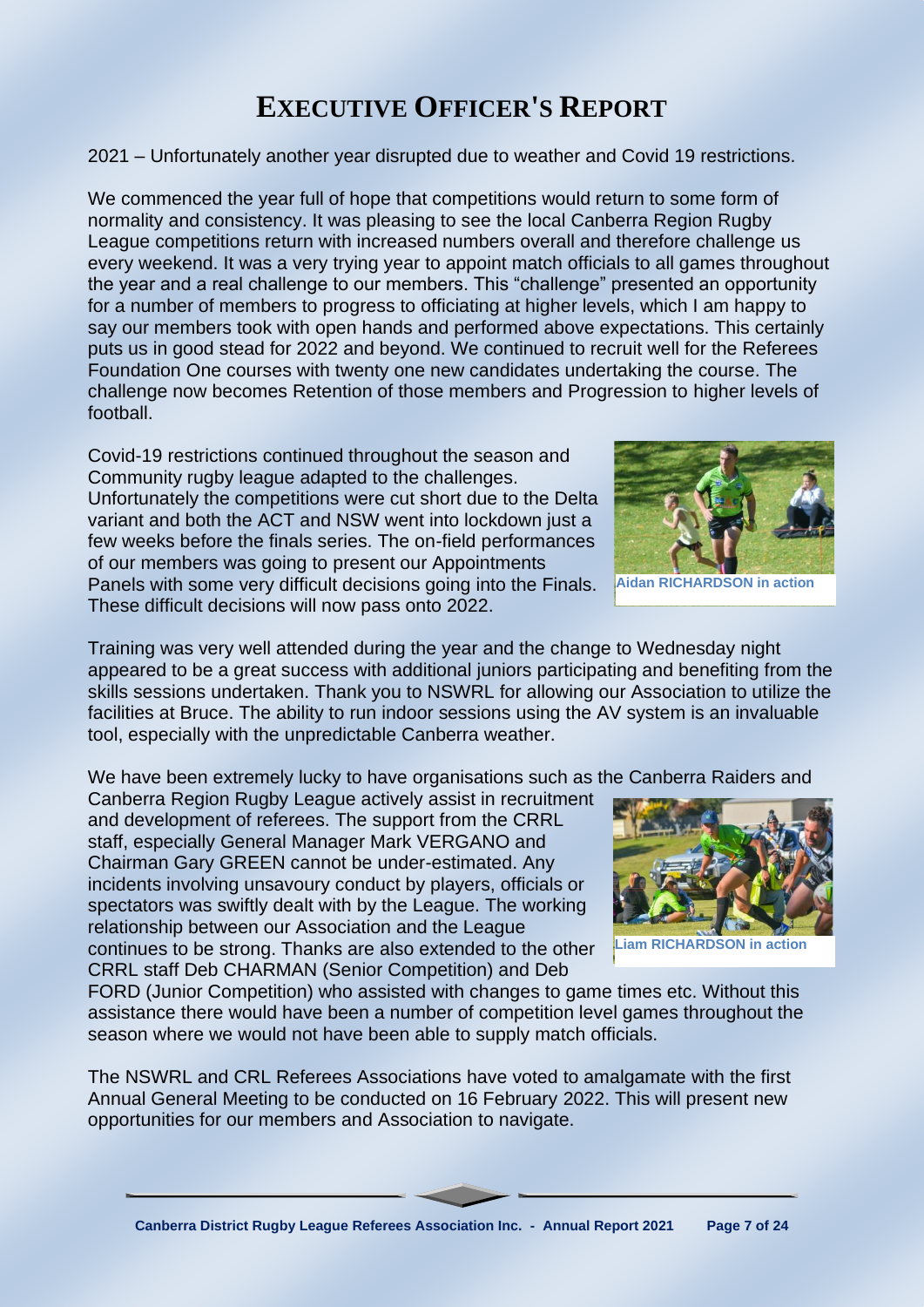# EXECUTIVE OFFICER'S REPORT

2021 – Unfortunately another year disrupted due to weather and Covid 19 restrictions.

We commenced the year full of hope that competitions would return to some form of normality and consistency. It was pleasing to see the local Canberra Region Rugby League competitions return with increased numbers overall and therefore challenge us every weekend. It was a very trying year to appoint match officials to all games throughout the year and a real challenge to our members. This "challenge" presented an opportunity for a number of members to progress to officiating at higher levels, which I am happy to say our members took with open hands and performed above expectations. This certainly puts us in good stead for 2022 and beyond. We continued to recruit well for the Referees Foundation One courses with twenty one new candidates undertaking the course. The challenge now becomes Retention of those members and Progression to higher levels of football.

Covid-19 restrictions continued throughout the season and Community rugby league adapted to the challenges. Unfortunately the competitions were cut short due to the Delta variant and both the ACT and NSW went into lockdown just a few weeks before the finals series. The on-field performances of our members was going to present our Appointments Panels with some very difficult decisions going into the Finals. These difficult decisions will now pass onto 2022.

Aidan RICHARDSON in action

Training was very well attended during the year and the change to Wednesday night appeared to be a great success with additional juniors participating and benefiting from the skills sessions undertaken. Thank you to NSWRL for allowing our Association to utilize the facilities at Bruce. The ability to run indoor sessions using the AV system is an invaluable tool, especially with the unpredictable Canberra weather.

We have been extremely lucky to have organisations such as the Canberra Raiders and Canberra Region Rugby League actively assist in recruitment and development of referees. The support from the CRRL staff, especially General Manager Mark VERGANO and Chairman Gary GREEN cannot be under-estimated. Any incidents involving unsavoury conduct by players, officials or spectators was swiftly dealt with by the League. The working relationship between our Association and the League continues to be strong. Thanks are also extended to the other CRRL staff Deb CHARMAN (Senior Competition) and Deb FORD (Junior Competition) who assisted with changes to game times etc. Without this assistance there would have been a number of competition level games throughout the season where we would not have been able to supply match officials.

Liam RICHARDSON in action

The NSWRL and CRL Referees Associations have voted to amalgamate with the first Annual General Meeting to be conducted on 16 February 2022. This will present new opportunities for our members and Association to navigate.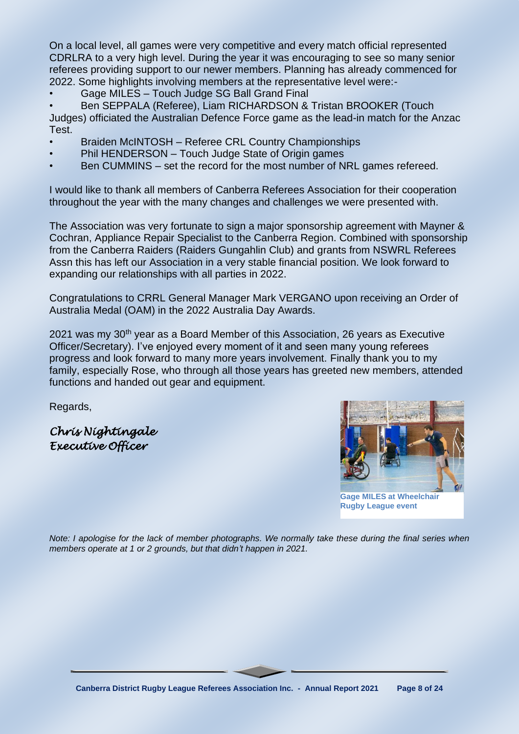On a local level, all games were very competitive and every match official represented CDRLRA to a very high level. During the year it was encouraging to see so many senior referees providing support to our newer members. Planning has already commenced for 2022. Some highlights involving members at the representative level were:-

- Gage MILES – Touch Judge SG Ball Grand Final
- Ben SEPPALA (Referee), Liam RICHARDSON & Tristan BROOKER (Touch Judges) officiated the Australian Defence Force game as the lead-in match for the Anzac Test.
- Braiden McINTOSH – Referee CRL Country Championships
- Phil HENDERSON – Touch Judge State of Origin games
- Ben CUMMINS – set the record for the most number of NRL games refereed.

I would like to thank all members of Canberra Referees Association for their cooperation throughout the year with the many changes and challenges we were presented with.

The Association was very fortunate to sign a major sponsorship agreement with Mayner & Cochran, Appliance Repair Specialist to the Canberra Region. Combined with sponsorship from the Canberra Raiders (Raiders Gungahlin Club) and grants from NSWRL Referees Assn this has left our Association in a very stable financial position. We look forward to expanding our relationships with all parties in 2022.

Congratulations to CRRL General Manager Mark VERGANO upon receiving an Order of Australia Medal (OAM) in the 2022 Australia Day Awards.

2021 was my 30th year as a Board Member of this Association, 26 years as Executive Officer/Secretary). I've enjoyed every moment of it and seen many young referees progress and look forward to many more years involvement. Finally thank you to my family, especially Rose, who through all those years has greeted new members, attended functions and handed out gear and equipment.

Regards,

*Chris Nightingale*
*Executive Officer*

**Gage MILES at Wheelchair Rugby League event**

*Note: I apologise for the lack of member photographs. We normally take these during the final series when members operate at 1 or 2 grounds, but that didn't happen in 2021.*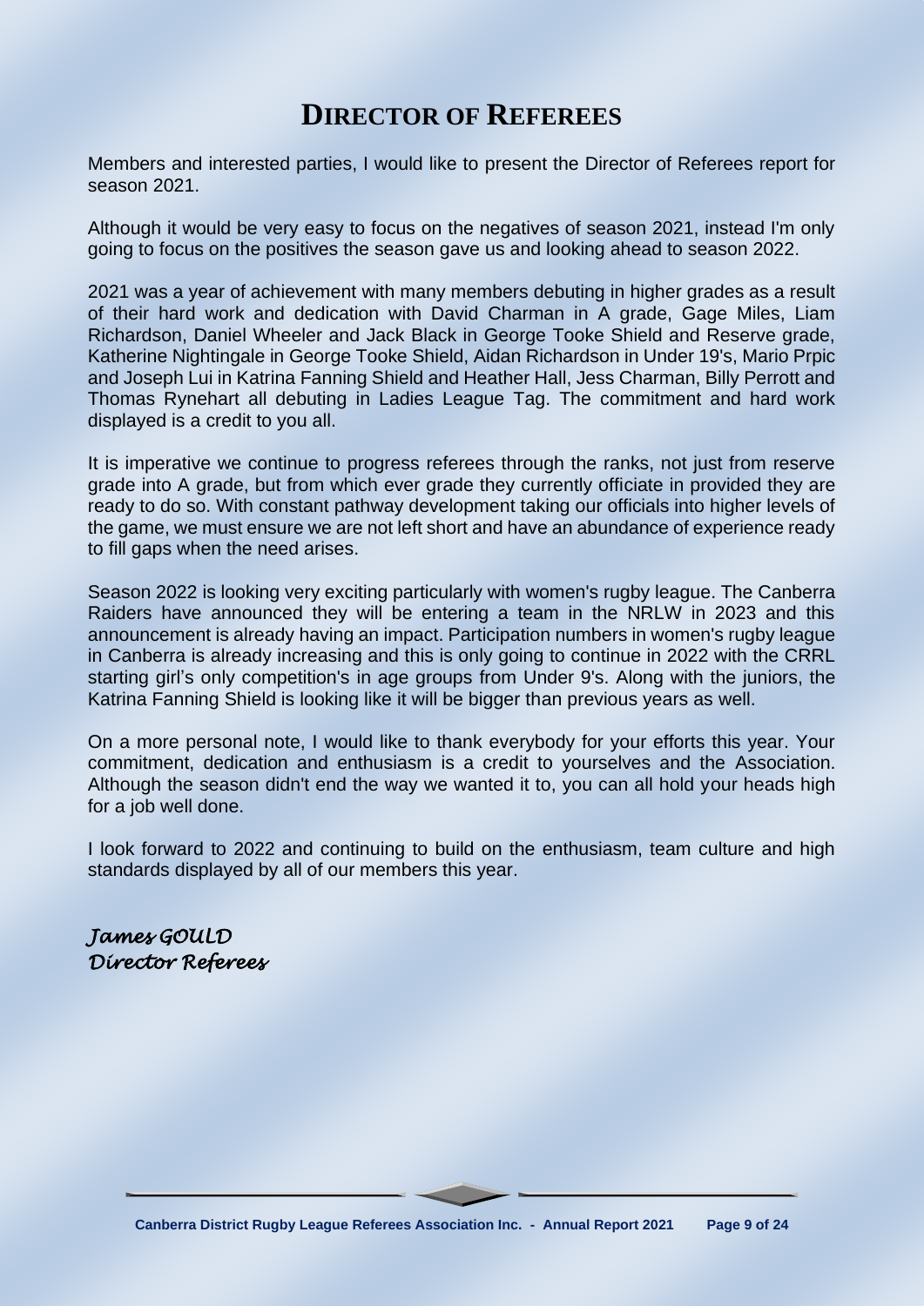# DIRECTOR OF REFEREES

Members and interested parties, I would like to present the Director of Referees report for season 2021.

Although it would be very easy to focus on the negatives of season 2021, instead I'm only going to focus on the positives the season gave us and looking ahead to season 2022.

2021 was a year of achievement with many members debuting in higher grades as a result of their hard work and dedication with David Charman in A grade, Gage Miles, Liam Richardson, Daniel Wheeler and Jack Black in George Tooke Shield and Reserve grade, Katherine Nightingale in George Tooke Shield, Aidan Richardson in Under 19's, Mario Prpic and Joseph Lui in Katrina Fanning Shield and Heather Hall, Jess Charman, Billy Perrott and Thomas Rynehart all debuting in Ladies League Tag. The commitment and hard work displayed is a credit to you all.

It is imperative we continue to progress referees through the ranks, not just from reserve grade into A grade, but from which ever grade they currently officiate in provided they are ready to do so. With constant pathway development taking our officials into higher levels of the game, we must ensure we are not left short and have an abundance of experience ready to fill gaps when the need arises.

Season 2022 is looking very exciting particularly with women's rugby league. The Canberra Raiders have announced they will be entering a team in the NRLW in 2023 and this announcement is already having an impact. Participation numbers in women's rugby league in Canberra is already increasing and this is only going to continue in 2022 with the CRRL starting girl's only competition's in age groups from Under 9's. Along with the juniors, the Katrina Fanning Shield is looking like it will be bigger than previous years as well.

On a more personal note, I would like to thank everybody for your efforts this year. Your commitment, dedication and enthusiasm is a credit to yourselves and the Association. Although the season didn't end the way we wanted it to, you can all hold your heads high for a job well done.

I look forward to 2022 and continuing to build on the enthusiasm, team culture and high standards displayed by all of our members this year.

*James GOULD*
*Director Referees*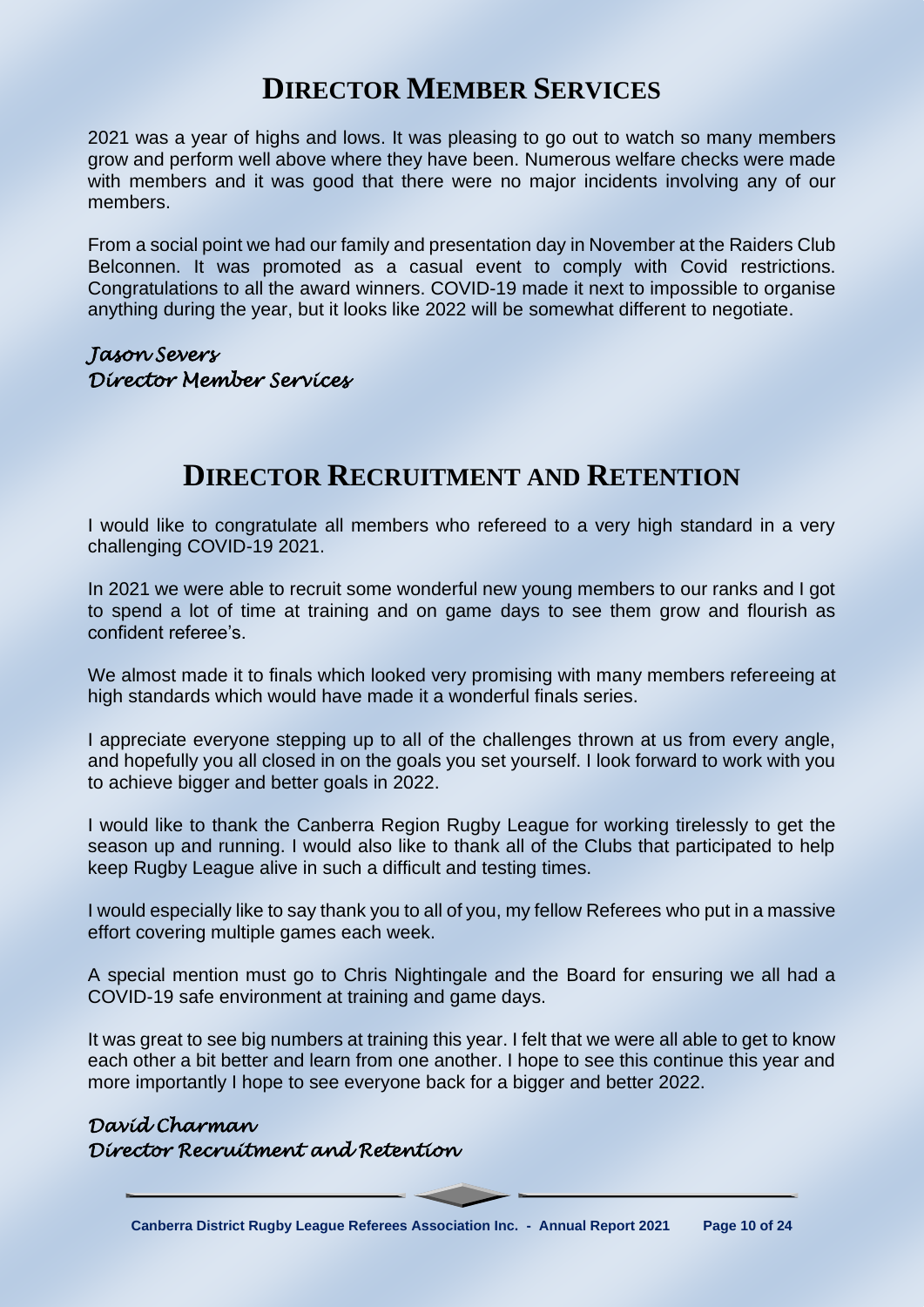# DIRECTOR MEMBER SERVICES

2021 was a year of highs and lows. It was pleasing to go out to watch so many members grow and perform well above where they have been. Numerous welfare checks were made with members and it was good that there were no major incidents involving any of our members.

From a social point we had our family and presentation day in November at the Raiders Club Belconnen. It was promoted as a casual event to comply with Covid restrictions. Congratulations to all the award winners. COVID-19 made it next to impossible to organise anything during the year, but it looks like 2022 will be somewhat different to negotiate.

*Jason Severs*
*Director Member Services*

# DIRECTOR RECRUITMENT AND RETENTION

I would like to congratulate all members who refereed to a very high standard in a very challenging COVID-19 2021.

In 2021 we were able to recruit some wonderful new young members to our ranks and I got to spend a lot of time at training and on game days to see them grow and flourish as confident referee's.

We almost made it to finals which looked very promising with many members refereeing at high standards which would have made it a wonderful finals series.

I appreciate everyone stepping up to all of the challenges thrown at us from every angle, and hopefully you all closed in on the goals you set yourself. I look forward to work with you to achieve bigger and better goals in 2022.

I would like to thank the Canberra Region Rugby League for working tirelessly to get the season up and running. I would also like to thank all of the Clubs that participated to help keep Rugby League alive in such a difficult and testing times.

I would especially like to say thank you to all of you, my fellow Referees who put in a massive effort covering multiple games each week.

A special mention must go to Chris Nightingale and the Board for ensuring we all had a COVID-19 safe environment at training and game days.

It was great to see big numbers at training this year. I felt that we were all able to get to know each other a bit better and learn from one another. I hope to see this continue this year and more importantly I hope to see everyone back for a bigger and better 2022.

*David Charman*
*Director Recruitment and Retention*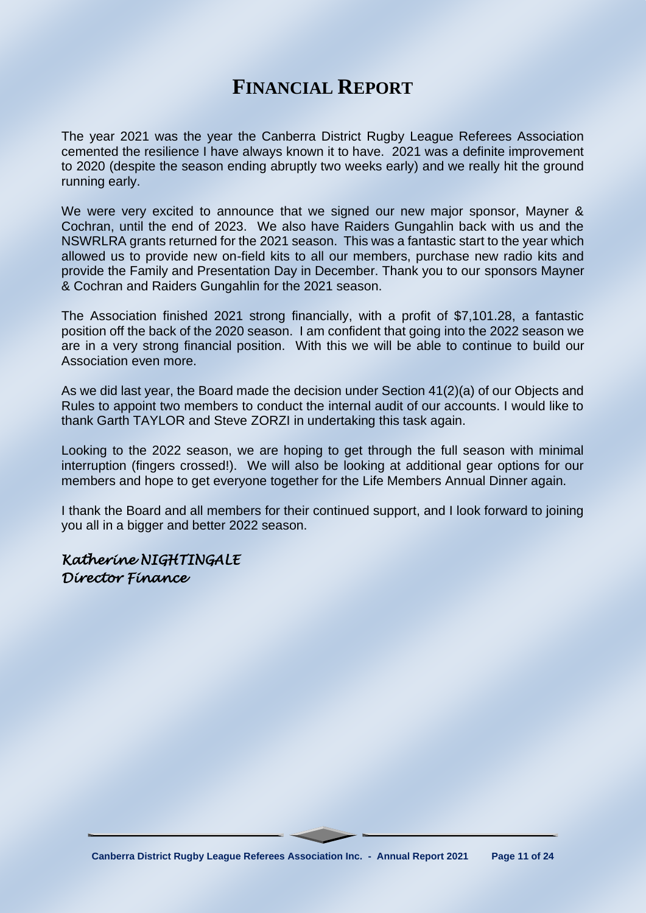# Financial Report

The year 2021 was the year the Canberra District Rugby League Referees Association cemented the resilience I have always known it to have. 2021 was a definite improvement to 2020 (despite the season ending abruptly two weeks early) and we really hit the ground running early.

We were very excited to announce that we signed our new major sponsor, Mayner & Cochran, until the end of 2023. We also have Raiders Gungahlin back with us and the NSWRLRA grants returned for the 2021 season. This was a fantastic start to the year which allowed us to provide new on-field kits to all our members, purchase new radio kits and provide the Family and Presentation Day in December. Thank you to our sponsors Mayner & Cochran and Raiders Gungahlin for the 2021 season.

The Association finished 2021 strong financially, with a profit of $7,101.28, a fantastic position off the back of the 2020 season. I am confident that going into the 2022 season we are in a very strong financial position. With this we will be able to continue to build our Association even more.

As we did last year, the Board made the decision under Section 41(2)(a) of our Objects and Rules to appoint two members to conduct the internal audit of our accounts. I would like to thank Garth TAYLOR and Steve ZORZI in undertaking this task again.

Looking to the 2022 season, we are hoping to get through the full season with minimal interruption (fingers crossed!). We will also be looking at additional gear options for our members and hope to get everyone together for the Life Members Annual Dinner again.

I thank the Board and all members for their continued support, and I look forward to joining you all in a bigger and better 2022 season.

***Katherine NIGHTINGALE***
***Director Finance***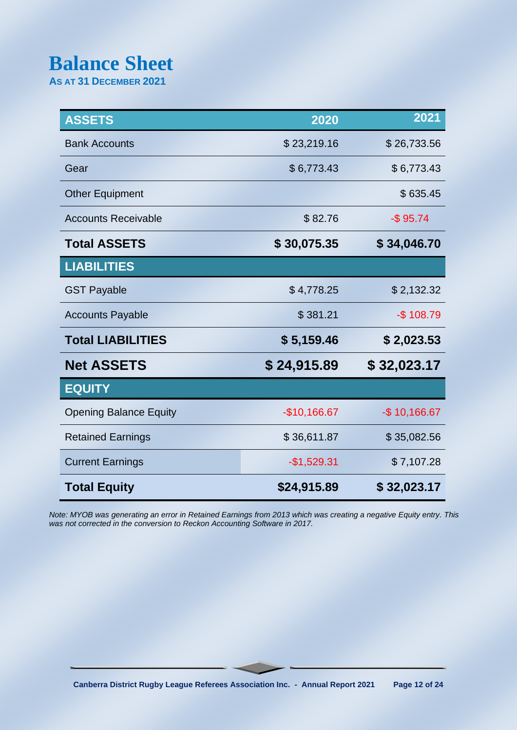# Balance Sheet

**AS AT 31 DECEMBER 2021**

| ASSETS | 2020 | 2021 |
|---|---|---|
| Bank Accounts | $ 23,219.16 | $ 26,733.56 |
| Gear | $ 6,773.43 | $ 6,773.43 |
| Other Equipment | | $ 635.45 |
| Accounts Receivable | $ 82.76 | -$ 95.74 |
| **Total ASSETS** | **$ 30,075.35** | **$ 34,046.70** |
| **LIABILITIES** | | |
| GST Payable | $ 4,778.25 | $ 2,132.32 |
| Accounts Payable | $ 381.21 | -$ 108.79 |
| **Total LIABILITIES** | **$ 5,159.46** | **$ 2,023.53** |
| **Net ASSETS** | **$ 24,915.89** | **$ 32,023.17** |
| **EQUITY** | | |
| Opening Balance Equity | -$10,166.67 | -$ 10,166.67 |
| Retained Earnings | $ 36,611.87 | $ 35,082.56 |
| Current Earnings | -$1,529.31 | $ 7,107.28 |
| **Total Equity** | **$24,915.89** | **$ 32,023.17** |

*Note: MYOB was generating an error in Retained Earnings from 2013 which was creating a negative Equity entry. This was not corrected in the conversion to Reckon Accounting Software in 2017.*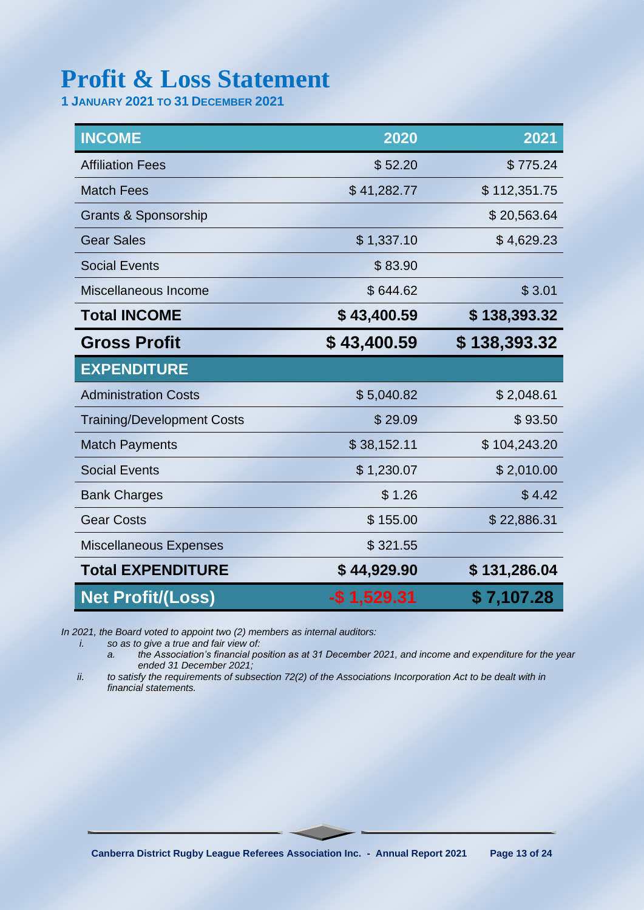# Profit & Loss Statement

**1 JANUARY 2021 TO 31 DECEMBER 2021**

| INCOME | 2020 | 2021 |
|---|---|---|
| Affiliation Fees | $ 52.20 | $ 775.24 |
| Match Fees | $ 41,282.77 | $ 112,351.75 |
| Grants & Sponsorship | | $ 20,563.64 |
| Gear Sales | $ 1,337.10 | $ 4,629.23 |
| Social Events | $ 83.90 | |
| Miscellaneous Income | $ 644.62 | $ 3.01 |
| **Total INCOME** | **$ 43,400.59** | **$ 138,393.32** |
| **Gross Profit** | **$ 43,400.59** | **$ 138,393.32** |
| **EXPENDITURE** | | |
| Administration Costs | $ 5,040.82 | $ 2,048.61 |
| Training/Development Costs | $ 29.09 | $ 93.50 |
| Match Payments | $ 38,152.11 | $ 104,243.20 |
| Social Events | $ 1,230.07 | $ 2,010.00 |
| Bank Charges | $ 1.26 | $ 4.42 |
| Gear Costs | $ 155.00 | $ 22,886.31 |
| Miscellaneous Expenses | $ 321.55 | |
| **Total EXPENDITURE** | **$ 44,929.90** | **$ 131,286.04** |
| **Net Profit/(Loss)** | **-$ 1,529.31** | **$ 7,107.28** |

*In 2021, the Board voted to appoint two (2) members as internal auditors:*

*i. so as to give a true and fair view of:*

*a. the Association's financial position as at 31 December 2021, and income and expenditure for the year ended 31 December 2021;*

*ii. to satisfy the requirements of subsection 72(2) of the Associations Incorporation Act to be dealt with in financial statements.*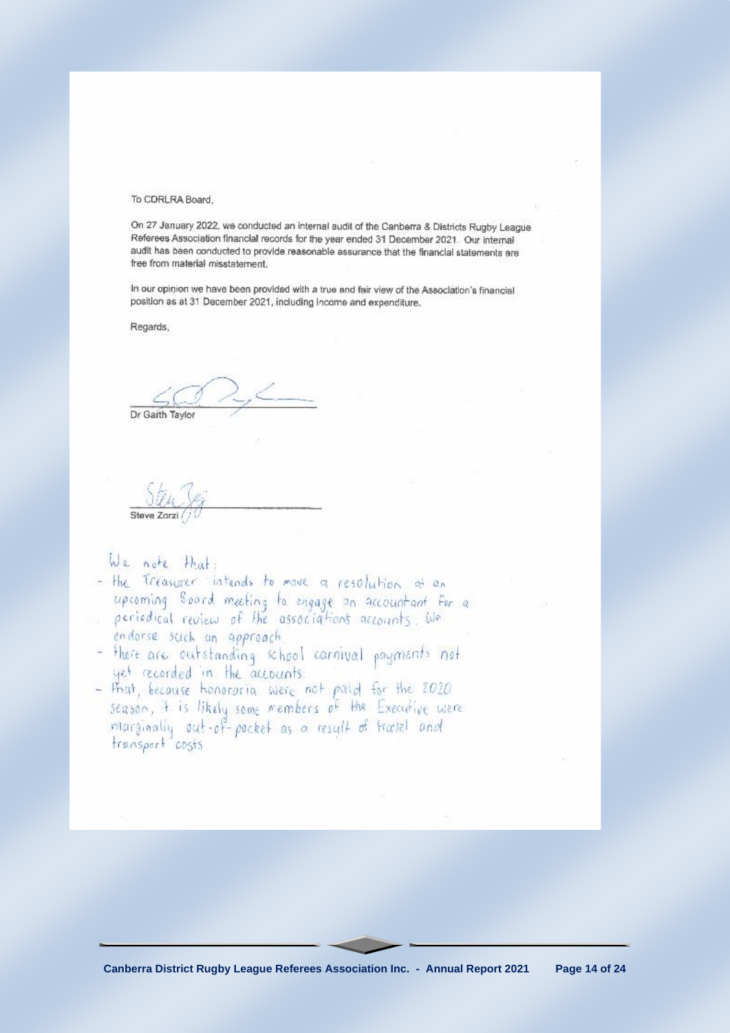To CDRLRA Board,

On 27 January 2022, we conducted an internal audit of the Canberra & Districts Rugby League Referees Association financial records for the year ended 31 December 2021. Our internal audit has been conducted to provide reasonable assurance that the financial statements are free from material misstatement.

In our opinion we have been provided with a true and fair view of the Association's financial position as at 31 December 2021, including income and expenditure.

Regards,

Dr Garth Taylor

Steve Zorzi

We note that:

- the Treasurer intends to move a resolution at an upcoming Board meeting to engage an accountant for a periodical review of the associations accounts. We endorse such an approach.
- there are outstanding school carnival payments not yet recorded in the accounts.
- that, because honoraria were not paid for the 2020 season, it is likely some members of the Executive were marginally out-of-pocket as a result of travel and transport costs.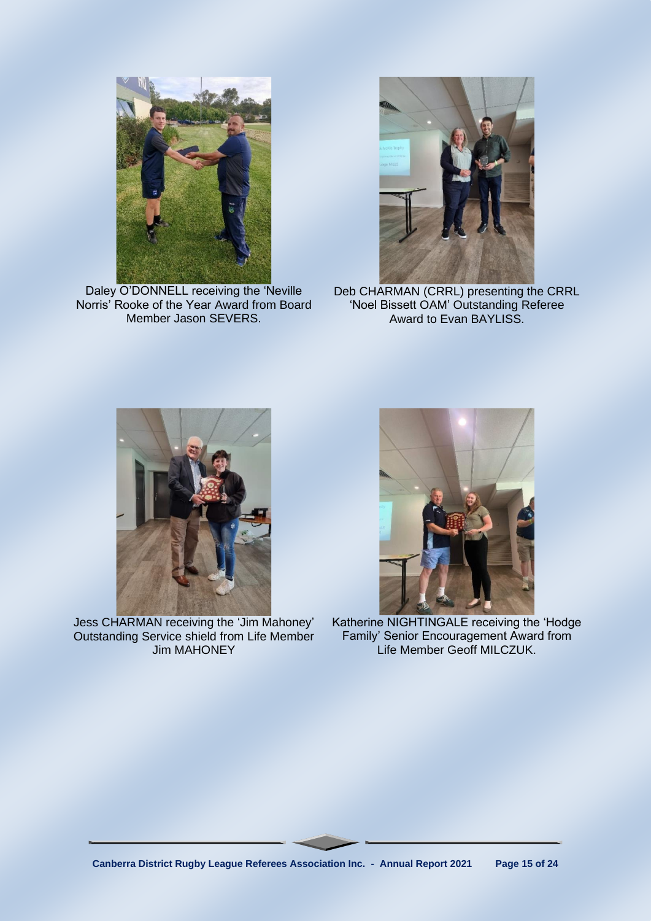Daley O'DONNELL receiving the 'Neville Norris' Rooke of the Year Award from Board Member Jason SEVERS.

Deb CHARMAN (CRRL) presenting the CRRL 'Noel Bissett OAM' Outstanding Referee Award to Evan BAYLISS.

Jess CHARMAN receiving the 'Jim Mahoney' Outstanding Service shield from Life Member Jim MAHONEY

Katherine NIGHTINGALE receiving the 'Hodge Family' Senior Encouragement Award from Life Member Geoff MILCZUK.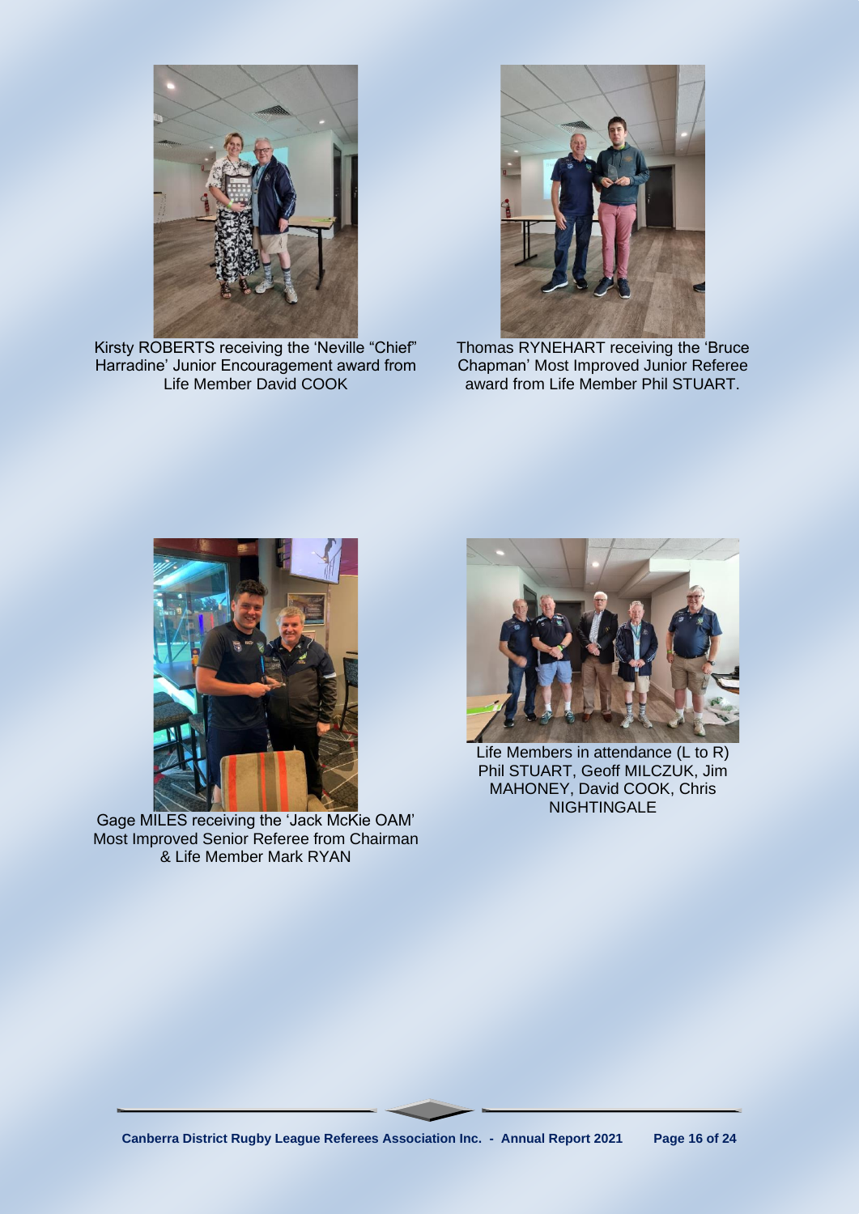Kirsty ROBERTS receiving the 'Neville "Chief" Harradine' Junior Encouragement award from Life Member David COOK

Thomas RYNEHART receiving the 'Bruce Chapman' Most Improved Junior Referee award from Life Member Phil STUART.

Gage MILES receiving the 'Jack McKie OAM' Most Improved Senior Referee from Chairman & Life Member Mark RYAN

Life Members in attendance (L to R) Phil STUART, Geoff MILCZUK, Jim MAHONEY, David COOK, Chris NIGHTINGALE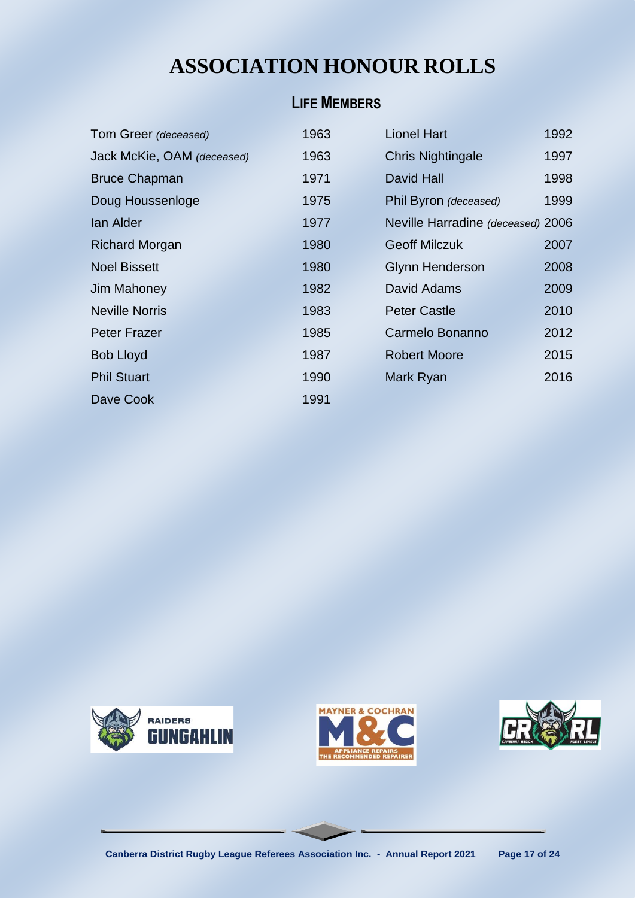# ASSOCIATION HONOUR ROLLS

## LIFE MEMBERS

| Name | Year |
|---|---|
| Tom Greer *(deceased)* | 1963 |
| Jack McKie, OAM *(deceased)* | 1963 |
| Bruce Chapman | 1971 |
| Doug Houssenloge | 1975 |
| Ian Alder | 1977 |
| Richard Morgan | 1980 |
| Noel Bissett | 1980 |
| Jim Mahoney | 1982 |
| Neville Norris | 1983 |
| Peter Frazer | 1985 |
| Bob Lloyd | 1987 |
| Phil Stuart | 1990 |
| Dave Cook | 1991 |
| Lionel Hart | 1992 |
| Chris Nightingale | 1997 |
| David Hall | 1998 |
| Phil Byron *(deceased)* | 1999 |
| Neville Harradine *(deceased)* | 2006 |
| Geoff Milczuk | 2007 |
| Glynn Henderson | 2008 |
| David Adams | 2009 |
| Peter Castle | 2010 |
| Carmelo Bonanno | 2012 |
| Robert Moore | 2015 |
| Mark Ryan | 2016 |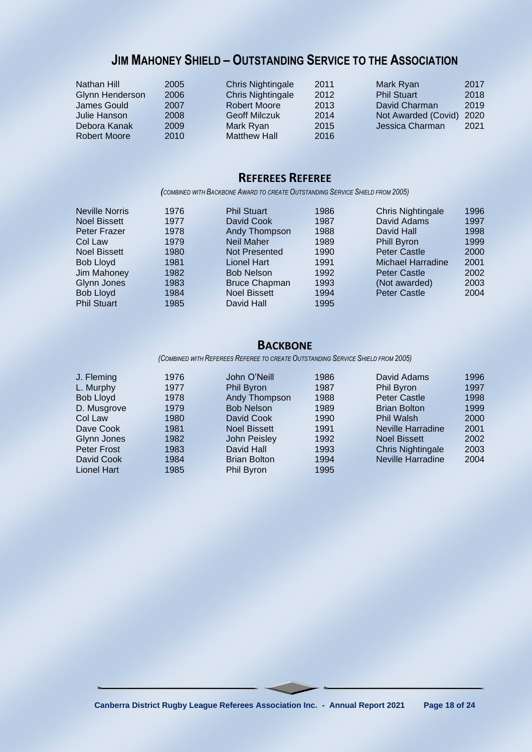## Jim Mahoney Shield – Outstanding Service to the Association

| Name | Year | Name | Year | Name | Year |
|---|---|---|---|---|---|
| Nathan Hill | 2005 | Chris Nightingale | 2011 | Mark Ryan | 2017 |
| Glynn Henderson | 2006 | Chris Nightingale | 2012 | Phil Stuart | 2018 |
| James Gould | 2007 | Robert Moore | 2013 | David Charman | 2019 |
| Julie Hanson | 2008 | Geoff Milczuk | 2014 | Not Awarded (Covid) | 2020 |
| Debora Kanak | 2009 | Mark Ryan | 2015 | Jessica Charman | 2021 |
| Robert Moore | 2010 | Matthew Hall | 2016 | | |

## Referees Referee

*(Combined with Backbone Award to create Outstanding Service Shield from 2005)*

| Name | Year | Name | Year | Name | Year |
|---|---|---|---|---|---|
| Neville Norris | 1976 | Phil Stuart | 1986 | Chris Nightingale | 1996 |
| Noel Bissett | 1977 | David Cook | 1987 | David Adams | 1997 |
| Peter Frazer | 1978 | Andy Thompson | 1988 | David Hall | 1998 |
| Col Law | 1979 | Neil Maher | 1989 | Phill Byron | 1999 |
| Noel Bissett | 1980 | Not Presented | 1990 | Peter Castle | 2000 |
| Bob Lloyd | 1981 | Lionel Hart | 1991 | Michael Harradine | 2001 |
| Jim Mahoney | 1982 | Bob Nelson | 1992 | Peter Castle | 2002 |
| Glynn Jones | 1983 | Bruce Chapman | 1993 | (Not awarded) | 2003 |
| Bob Lloyd | 1984 | Noel Bissett | 1994 | Peter Castle | 2004 |
| Phil Stuart | 1985 | David Hall | 1995 | | |

## Backbone

*(Combined with Referees Referee to create Outstanding Service Shield from 2005)*

| Name | Year | Name | Year | Name | Year |
|---|---|---|---|---|---|
| J. Fleming | 1976 | John O'Neill | 1986 | David Adams | 1996 |
| L. Murphy | 1977 | Phil Byron | 1987 | Phil Byron | 1997 |
| Bob Lloyd | 1978 | Andy Thompson | 1988 | Peter Castle | 1998 |
| D. Musgrove | 1979 | Bob Nelson | 1989 | Brian Bolton | 1999 |
| Col Law | 1980 | David Cook | 1990 | Phil Walsh | 2000 |
| Dave Cook | 1981 | Noel Bissett | 1991 | Neville Harradine | 2001 |
| Glynn Jones | 1982 | John Peisley | 1992 | Noel Bissett | 2002 |
| Peter Frost | 1983 | David Hall | 1993 | Chris Nightingale | 2003 |
| David Cook | 1984 | Brian Bolton | 1994 | Neville Harradine | 2004 |
| Lionel Hart | 1985 | Phil Byron | 1995 | | |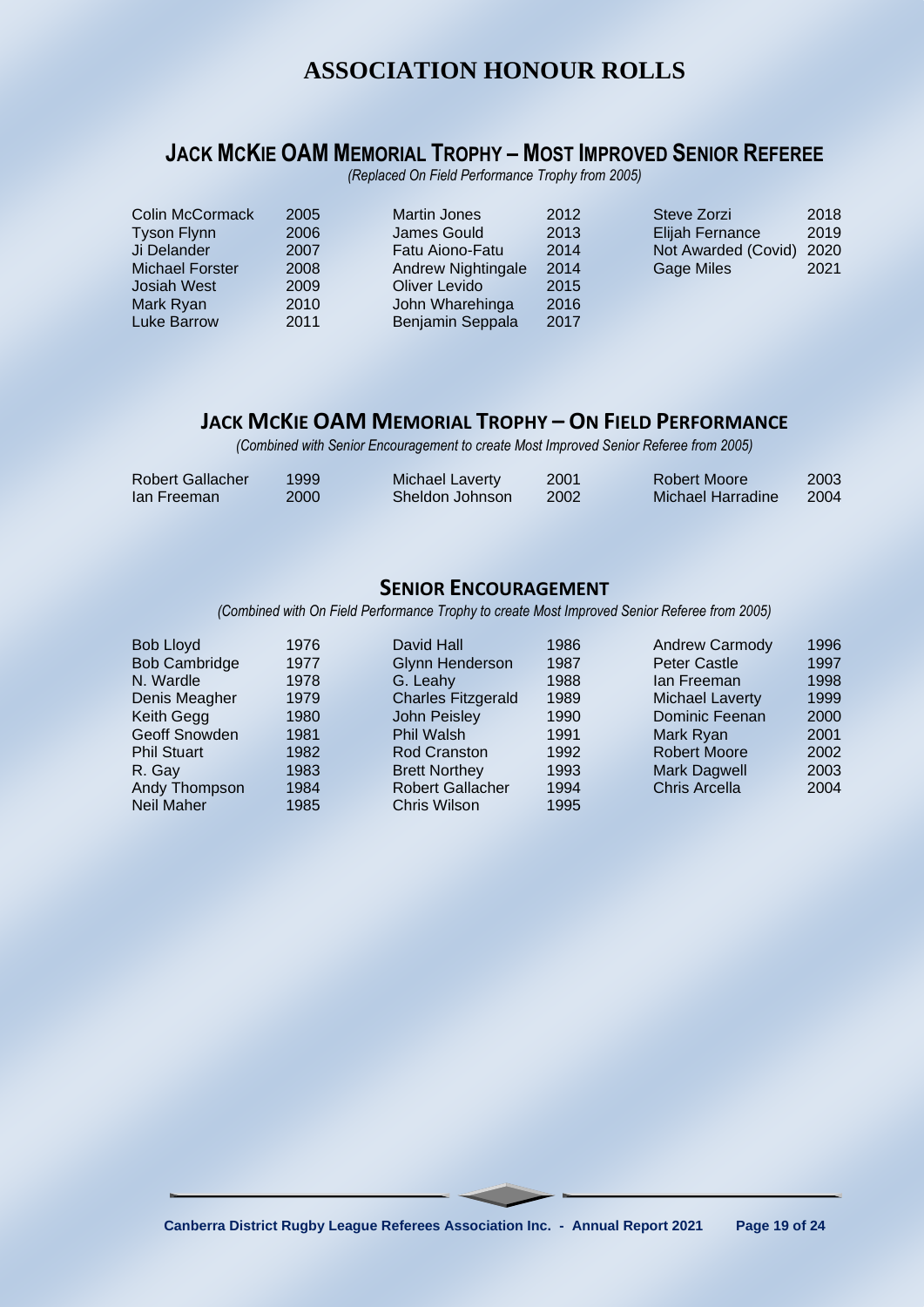# ASSOCIATION HONOUR ROLLS

## JACK McKIE OAM MEMORIAL TROPHY – MOST IMPROVED SENIOR REFEREE

*(Replaced On Field Performance Trophy from 2005)*

| Name | Year | Name | Year | Name | Year |
|---|---|---|---|---|---|
| Colin McCormack | 2005 | Martin Jones | 2012 | Steve Zorzi | 2018 |
| Tyson Flynn | 2006 | James Gould | 2013 | Elijah Fernance | 2019 |
| Ji Delander | 2007 | Fatu Aiono-Fatu | 2014 | Not Awarded (Covid) | 2020 |
| Michael Forster | 2008 | Andrew Nightingale | 2014 | Gage Miles | 2021 |
| Josiah West | 2009 | Oliver Levido | 2015 | | |
| Mark Ryan | 2010 | John Wharehinga | 2016 | | |
| Luke Barrow | 2011 | Benjamin Seppala | 2017 | | |

## JACK McKIE OAM MEMORIAL TROPHY – ON FIELD PERFORMANCE

*(Combined with Senior Encouragement to create Most Improved Senior Referee from 2005)*

| Name | Year | Name | Year | Name | Year |
|---|---|---|---|---|---|
| Robert Gallacher | 1999 | Michael Laverty | 2001 | Robert Moore | 2003 |
| Ian Freeman | 2000 | Sheldon Johnson | 2002 | Michael Harradine | 2004 |

## SENIOR ENCOURAGEMENT

*(Combined with On Field Performance Trophy to create Most Improved Senior Referee from 2005)*

| Name | Year | Name | Year | Name | Year |
|---|---|---|---|---|---|
| Bob Lloyd | 1976 | David Hall | 1986 | Andrew Carmody | 1996 |
| Bob Cambridge | 1977 | Glynn Henderson | 1987 | Peter Castle | 1997 |
| N. Wardle | 1978 | G. Leahy | 1988 | Ian Freeman | 1998 |
| Denis Meagher | 1979 | Charles Fitzgerald | 1989 | Michael Laverty | 1999 |
| Keith Gegg | 1980 | John Peisley | 1990 | Dominic Feenan | 2000 |
| Geoff Snowden | 1981 | Phil Walsh | 1991 | Mark Ryan | 2001 |
| Phil Stuart | 1982 | Rod Cranston | 1992 | Robert Moore | 2002 |
| R. Gay | 1983 | Brett Northey | 1993 | Mark Dagwell | 2003 |
| Andy Thompson | 1984 | Robert Gallacher | 1994 | Chris Arcella | 2004 |
| Neil Maher | 1985 | Chris Wilson | 1995 | | |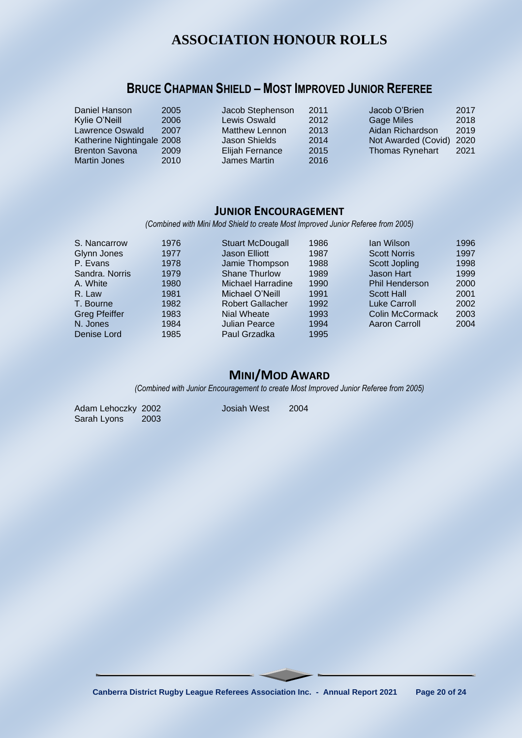# ASSOCIATION HONOUR ROLLS

## Bruce Chapman Shield – Most Improved Junior Referee

| Name | Year | Name | Year | Name | Year |
|---|---|---|---|---|---|
| Daniel Hanson | 2005 | Jacob Stephenson | 2011 | Jacob O'Brien | 2017 |
| Kylie O'Neill | 2006 | Lewis Oswald | 2012 | Gage Miles | 2018 |
| Lawrence Oswald | 2007 | Matthew Lennon | 2013 | Aidan Richardson | 2019 |
| Katherine Nightingale | 2008 | Jason Shields | 2014 | Not Awarded (Covid) | 2020 |
| Brenton Savona | 2009 | Elijah Fernance | 2015 | Thomas Rynehart | 2021 |
| Martin Jones | 2010 | James Martin | 2016 | | |

## Junior Encouragement

*(Combined with Mini Mod Shield to create Most Improved Junior Referee from 2005)*

| Name | Year | Name | Year | Name | Year |
|---|---|---|---|---|---|
| S. Nancarrow | 1976 | Stuart McDougall | 1986 | Ian Wilson | 1996 |
| Glynn Jones | 1977 | Jason Elliott | 1987 | Scott Norris | 1997 |
| P. Evans | 1978 | Jamie Thompson | 1988 | Scott Jopling | 1998 |
| Sandra. Norris | 1979 | Shane Thurlow | 1989 | Jason Hart | 1999 |
| A. White | 1980 | Michael Harradine | 1990 | Phil Henderson | 2000 |
| R. Law | 1981 | Michael O'Neill | 1991 | Scott Hall | 2001 |
| T. Bourne | 1982 | Robert Gallacher | 1992 | Luke Carroll | 2002 |
| Greg Pfeiffer | 1983 | Nial Wheate | 1993 | Colin McCormack | 2003 |
| N. Jones | 1984 | Julian Pearce | 1994 | Aaron Carroll | 2004 |
| Denise Lord | 1985 | Paul Grzadka | 1995 | | |

## Mini/Mod Award

*(Combined with Junior Encouragement to create Most Improved Junior Referee from 2005)*

| Name | Year | Name | Year |
|---|---|---|---|
| Adam Lehoczky | 2002 | Josiah West | 2004 |
| Sarah Lyons | 2003 | | |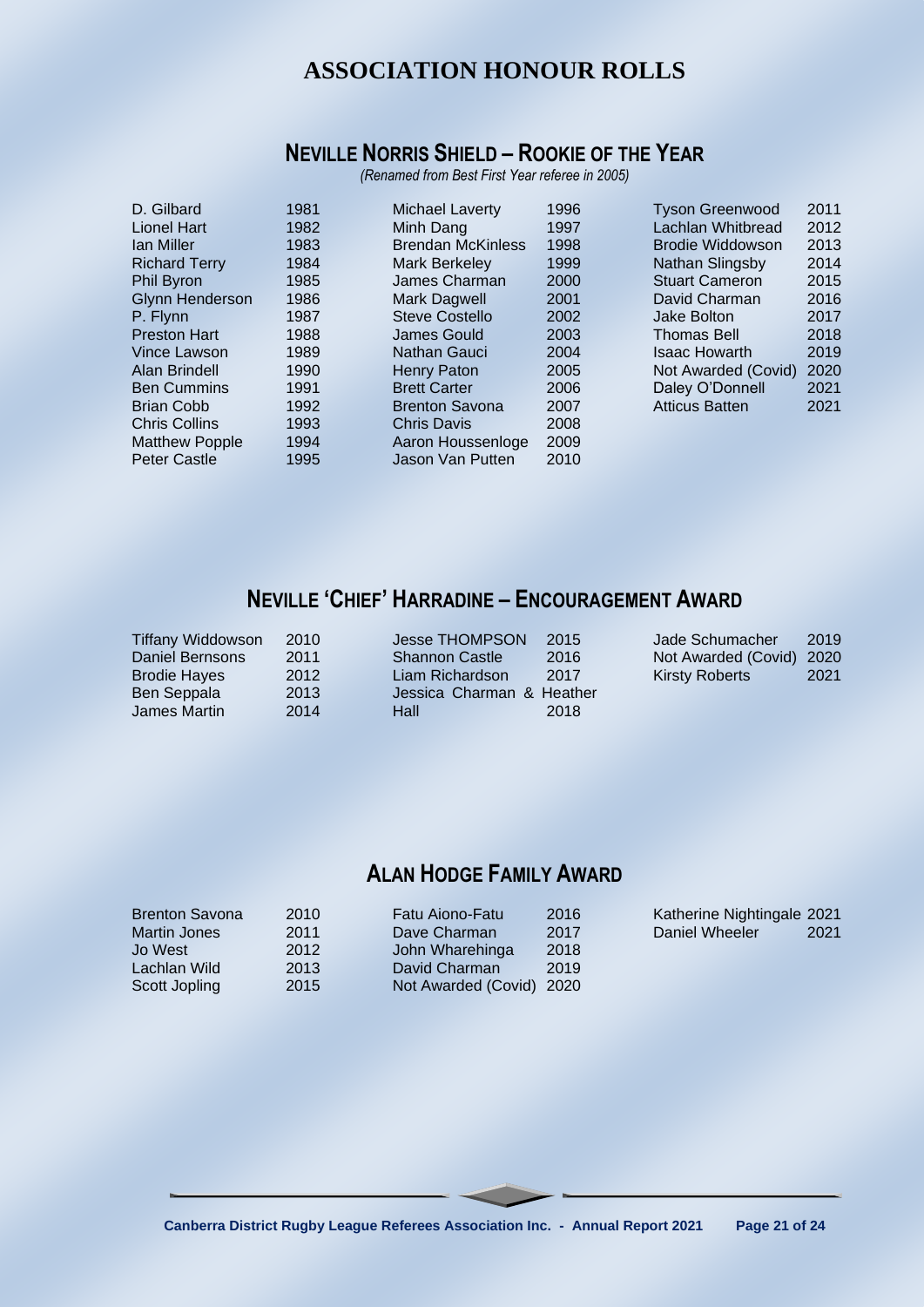# ASSOCIATION HONOUR ROLLS

## NEVILLE NORRIS SHIELD – ROOKIE OF THE YEAR

*(Renamed from Best First Year referee in 2005)*

| Name | Year | Name | Year | Name | Year |
|---|---|---|---|---|---|
| D. Gilbard | 1981 | Michael Laverty | 1996 | Tyson Greenwood | 2011 |
| Lionel Hart | 1982 | Minh Dang | 1997 | Lachlan Whitbread | 2012 |
| Ian Miller | 1983 | Brendan McKinless | 1998 | Brodie Widdowson | 2013 |
| Richard Terry | 1984 | Mark Berkeley | 1999 | Nathan Slingsby | 2014 |
| Phil Byron | 1985 | James Charman | 2000 | Stuart Cameron | 2015 |
| Glynn Henderson | 1986 | Mark Dagwell | 2001 | David Charman | 2016 |
| P. Flynn | 1987 | Steve Costello | 2002 | Jake Bolton | 2017 |
| Preston Hart | 1988 | James Gould | 2003 | Thomas Bell | 2018 |
| Vince Lawson | 1989 | Nathan Gauci | 2004 | Isaac Howarth | 2019 |
| Alan Brindell | 1990 | Henry Paton | 2005 | Not Awarded (Covid) | 2020 |
| Ben Cummins | 1991 | Brett Carter | 2006 | Daley O'Donnell | 2021 |
| Brian Cobb | 1992 | Brenton Savona | 2007 | Atticus Batten | 2021 |
| Chris Collins | 1993 | Chris Davis | 2008 | | |
| Matthew Popple | 1994 | Aaron Houssenloge | 2009 | | |
| Peter Castle | 1995 | Jason Van Putten | 2010 | | |

## NEVILLE 'CHIEF' HARRADINE – ENCOURAGEMENT AWARD

| Name | Year | Name | Year | Name | Year |
|---|---|---|---|---|---|
| Tiffany Widdowson | 2010 | Jesse THOMPSON | 2015 | Jade Schumacher | 2019 |
| Daniel Bernsons | 2011 | Shannon Castle | 2016 | Not Awarded (Covid) | 2020 |
| Brodie Hayes | 2012 | Liam Richardson | 2017 | Kirsty Roberts | 2021 |
| Ben Seppala | 2013 | Jessica Charman & Heather Hall | 2018 | | |
| James Martin | 2014 | | | | |

## ALAN HODGE FAMILY AWARD

| Name | Year | Name | Year | Name | Year |
|---|---|---|---|---|---|
| Brenton Savona | 2010 | Fatu Aiono-Fatu | 2016 | Katherine Nightingale | 2021 |
| Martin Jones | 2011 | Dave Charman | 2017 | Daniel Wheeler | 2021 |
| Jo West | 2012 | John Wharehinga | 2018 | | |
| Lachlan Wild | 2013 | David Charman | 2019 | | |
| Scott Jopling | 2015 | Not Awarded (Covid) | 2020 | | |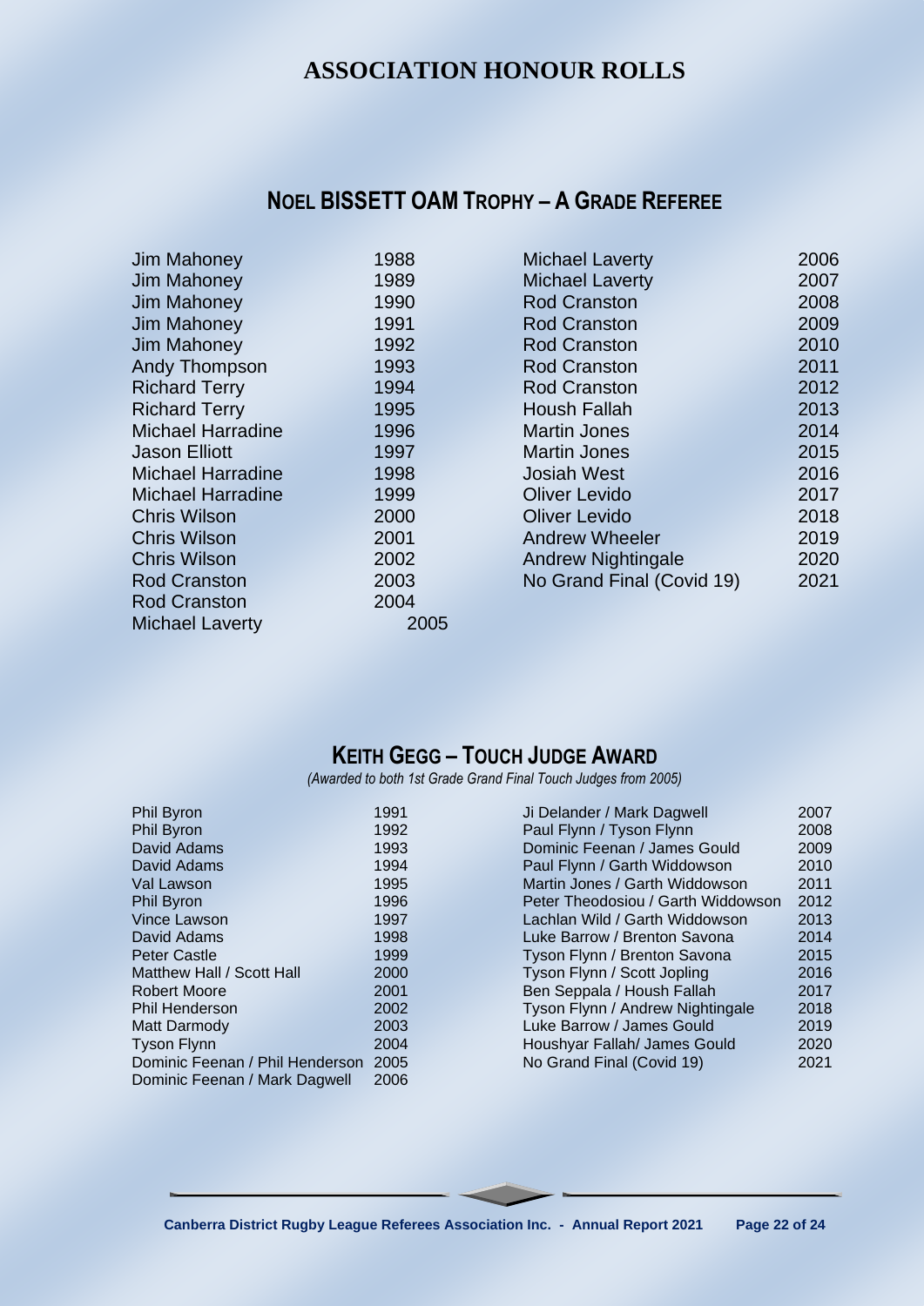# ASSOCIATION HONOUR ROLLS

## NOEL BISSETT OAM TROPHY – A GRADE REFEREE

| Name | Year |
|---|---|
| Jim Mahoney | 1988 |
| Jim Mahoney | 1989 |
| Jim Mahoney | 1990 |
| Jim Mahoney | 1991 |
| Jim Mahoney | 1992 |
| Andy Thompson | 1993 |
| Richard Terry | 1994 |
| Richard Terry | 1995 |
| Michael Harradine | 1996 |
| Jason Elliott | 1997 |
| Michael Harradine | 1998 |
| Michael Harradine | 1999 |
| Chris Wilson | 2000 |
| Chris Wilson | 2001 |
| Chris Wilson | 2002 |
| Rod Cranston | 2003 |
| Rod Cranston | 2004 |
| Michael Laverty | 2005 |
| Michael Laverty | 2006 |
| Michael Laverty | 2007 |
| Rod Cranston | 2008 |
| Rod Cranston | 2009 |
| Rod Cranston | 2010 |
| Rod Cranston | 2011 |
| Rod Cranston | 2012 |
| Housh Fallah | 2013 |
| Martin Jones | 2014 |
| Martin Jones | 2015 |
| Josiah West | 2016 |
| Oliver Levido | 2017 |
| Oliver Levido | 2018 |
| Andrew Wheeler | 2019 |
| Andrew Nightingale | 2020 |
| No Grand Final (Covid 19) | 2021 |

## KEITH GEGG – TOUCH JUDGE AWARD

*(Awarded to both 1st Grade Grand Final Touch Judges from 2005)*

| Name | Year |
|---|---|
| Phil Byron | 1991 |
| Phil Byron | 1992 |
| David Adams | 1993 |
| David Adams | 1994 |
| Val Lawson | 1995 |
| Phil Byron | 1996 |
| Vince Lawson | 1997 |
| David Adams | 1998 |
| Peter Castle | 1999 |
| Matthew Hall / Scott Hall | 2000 |
| Robert Moore | 2001 |
| Phil Henderson | 2002 |
| Matt Darmody | 2003 |
| Tyson Flynn | 2004 |
| Dominic Feenan / Phil Henderson | 2005 |
| Dominic Feenan / Mark Dagwell | 2006 |
| Ji Delander / Mark Dagwell | 2007 |
| Paul Flynn / Tyson Flynn | 2008 |
| Dominic Feenan / James Gould | 2009 |
| Paul Flynn / Garth Widdowson | 2010 |
| Martin Jones / Garth Widdowson | 2011 |
| Peter Theodosiou / Garth Widdowson | 2012 |
| Lachlan Wild / Garth Widdowson | 2013 |
| Luke Barrow / Brenton Savona | 2014 |
| Tyson Flynn / Brenton Savona | 2015 |
| Tyson Flynn / Scott Jopling | 2016 |
| Ben Seppala / Housh Fallah | 2017 |
| Tyson Flynn / Andrew Nightingale | 2018 |
| Luke Barrow / James Gould | 2019 |
| Houshyar Fallah/ James Gould | 2020 |
| No Grand Final (Covid 19) | 2021 |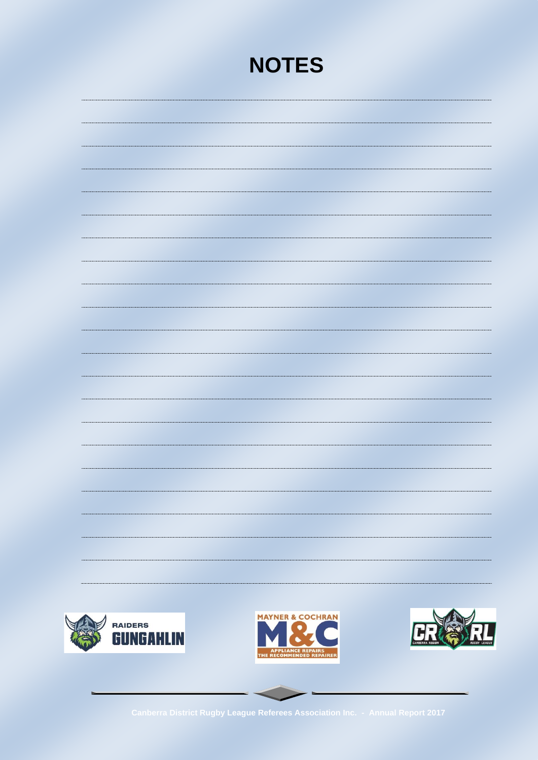# NOTES